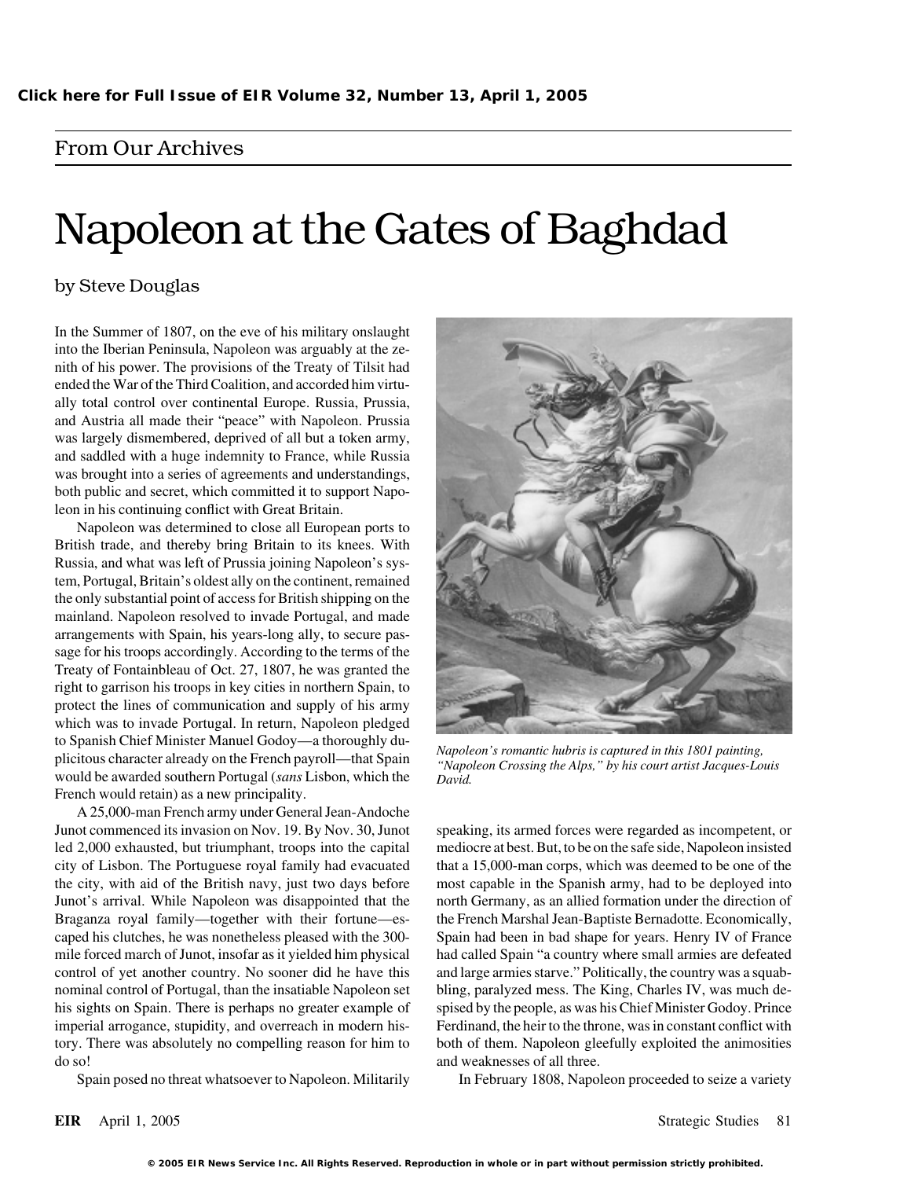Click here for Full Issue of EIR Volume 32, Number 13, April 1, 2005

From Our Archives

# Napoleon at the Gates of Baghdad

by Steve Douglas

In the Summer of 1807, on the eve of his military onslaught into the Iberian Peninsula, Napoleon was arguably at the zenith of his power. The provisions of the Treaty of Tilsit had ended the War of the Third Coalition, and accorded him virtually total control over continental Europe. Russia, Prussia, and Austria all made their "peace" with Napoleon. Prussia was largely dismembered, deprived of all but a token army, and saddled with a huge indemnity to France, while Russia was brought into a series of agreements and understandings, both public and secret, which committed it to support Napoleon in his continuing conflict with Great Britain.

Napoleon was determined to close all European ports to British trade, and thereby bring Britain to its knees. With Russia, and what was left of Prussia joining Napoleon's system, Portugal, Britain's oldest ally on the continent, remained the only substantial point of access for British shipping on the mainland. Napoleon resolved to invade Portugal, and made arrangements with Spain, his years-long ally, to secure passage for his troops accordingly. According to the terms of the Treaty of Fontainbleau of Oct. 27, 1807, he was granted the right to garrison his troops in key cities in northern Spain, to protect the lines of communication and supply of his army which was to invade Portugal. In return, Napoleon pledged to Spanish Chief Minister Manuel Godoy—a thoroughly duplicitous character already on the French payroll—that Spain would be awarded southern Portugal (*sans* Lisbon, which the French would retain) as a new principality.

*Napoleon's romantic hubris is captured in this 1801 painting, "Napoleon Crossing the Alps," by his court artist Jacques-Louis David.*

A 25,000-man French army under General Jean-Andoche Junot commenced its invasion on Nov. 19. By Nov. 30, Junot led 2,000 exhausted, but triumphant, troops into the capital city of Lisbon. The Portuguese royal family had evacuated the city, with aid of the British navy, just two days before Junot's arrival. While Napoleon was disappointed that the Braganza royal family—together with their fortune—escaped his clutches, he was nonetheless pleased with the 300-mile forced march of Junot, insofar as it yielded him physical control of yet another country. No sooner did he have this nominal control of Portugal, than the insatiable Napoleon set his sights on Spain. There is perhaps no greater example of imperial arrogance, stupidity, and overreach in modern history. There was absolutely no compelling reason for him to do so!

Spain posed no threat whatsoever to Napoleon. Militarily speaking, its armed forces were regarded as incompetent, or mediocre at best. But, to be on the safe side, Napoleon insisted that a 15,000-man corps, which was deemed to be one of the most capable in the Spanish army, had to be deployed into north Germany, as an allied formation under the direction of the French Marshal Jean-Baptiste Bernadotte. Economically, Spain had been in bad shape for years. Henry IV of France had called Spain "a country where small armies are defeated and large armies starve." Politically, the country was a squabbling, paralyzed mess. The King, Charles IV, was much despised by the people, as was his Chief Minister Godoy. Prince Ferdinand, the heir to the throne, was in constant conflict with both of them. Napoleon gleefully exploited the animosities and weaknesses of all three.

In February 1808, Napoleon proceeded to seize a variety

© 2005 EIR News Service Inc. All Rights Reserved. Reproduction in whole or in part without permission strictly prohibited.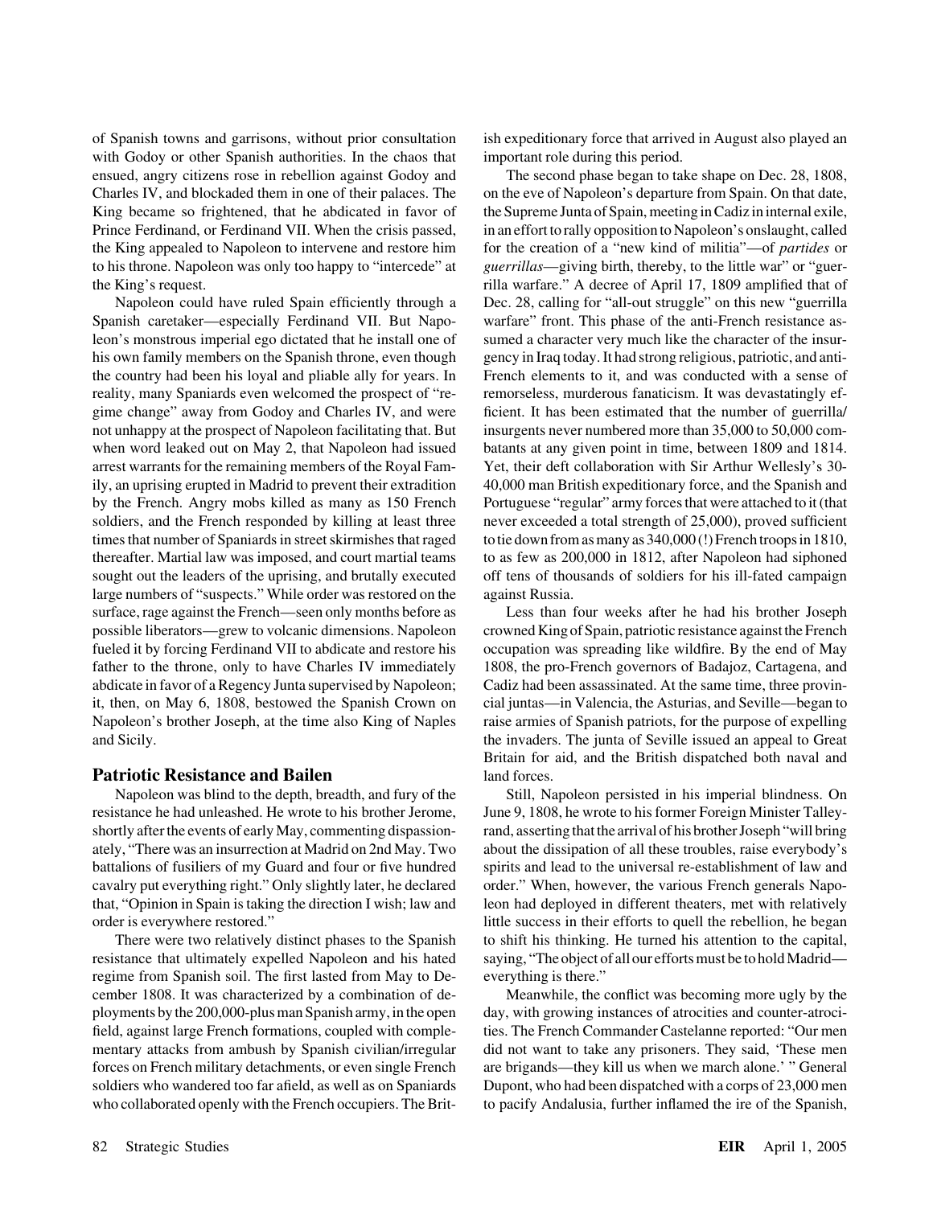of Spanish towns and garrisons, without prior consultation with Godoy or other Spanish authorities. In the chaos that ensued, angry citizens rose in rebellion against Godoy and Charles IV, and blockaded them in one of their palaces. The King became so frightened, that he abdicated in favor of Prince Ferdinand, or Ferdinand VII. When the crisis passed, the King appealed to Napoleon to intervene and restore him to his throne. Napoleon was only too happy to "intercede" at the King's request.

Napoleon could have ruled Spain efficiently through a Spanish caretaker—especially Ferdinand VII. But Napoleon's monstrous imperial ego dictated that he install one of his own family members on the Spanish throne, even though the country had been his loyal and pliable ally for years. In reality, many Spaniards even welcomed the prospect of "regime change" away from Godoy and Charles IV, and were not unhappy at the prospect of Napoleon facilitating that. But when word leaked out on May 2, that Napoleon had issued arrest warrants for the remaining members of the Royal Family, an uprising erupted in Madrid to prevent their extradition by the French. Angry mobs killed as many as 150 French soldiers, and the French responded by killing at least three times that number of Spaniards in street skirmishes that raged thereafter. Martial law was imposed, and court martial teams sought out the leaders of the uprising, and brutally executed large numbers of "suspects." While order was restored on the surface, rage against the French—seen only months before as possible liberators—grew to volcanic dimensions. Napoleon fueled it by forcing Ferdinand VII to abdicate and restore his father to the throne, only to have Charles IV immediately abdicate in favor of a Regency Junta supervised by Napoleon; it, then, on May 6, 1808, bestowed the Spanish Crown on Napoleon's brother Joseph, at the time also King of Naples and Sicily.

## Patriotic Resistance and Bailen

Napoleon was blind to the depth, breadth, and fury of the resistance he had unleashed. He wrote to his brother Jerome, shortly after the events of early May, commenting dispassionately, "There was an insurrection at Madrid on 2nd May. Two battalions of fusiliers of my Guard and four or five hundred cavalry put everything right." Only slightly later, he declared that, "Opinion in Spain is taking the direction I wish; law and order is everywhere restored."

There were two relatively distinct phases to the Spanish resistance that ultimately expelled Napoleon and his hated regime from Spanish soil. The first lasted from May to December 1808. It was characterized by a combination of deployments by the 200,000-plus man Spanish army, in the open field, against large French formations, coupled with complementary attacks from ambush by Spanish civilian/irregular forces on French military detachments, or even single French soldiers who wandered too far afield, as well as on Spaniards who collaborated openly with the French occupiers. The British expeditionary force that arrived in August also played an important role during this period.

The second phase began to take shape on Dec. 28, 1808, on the eve of Napoleon's departure from Spain. On that date, the Supreme Junta of Spain, meeting in Cadiz in internal exile, in an effort to rally opposition to Napoleon's onslaught, called for the creation of a "new kind of militia"—of *partides* or *guerrillas*—giving birth, thereby, to the little war" or "guerrilla warfare." A decree of April 17, 1809 amplified that of Dec. 28, calling for "all-out struggle" on this new "guerrilla warfare" front. This phase of the anti-French resistance assumed a character very much like the character of the insurgency in Iraq today. It had strong religious, patriotic, and anti-French elements to it, and was conducted with a sense of remorseless, murderous fanaticism. It was devastatingly efficient. It has been estimated that the number of guerrilla/insurgents never numbered more than 35,000 to 50,000 combatants at any given point in time, between 1809 and 1814. Yet, their deft collaboration with Sir Arthur Wellesly's 30-40,000 man British expeditionary force, and the Spanish and Portuguese "regular" army forces that were attached to it (that never exceeded a total strength of 25,000), proved sufficient to tie down from as many as 340,000 (!) French troops in 1810, to as few as 200,000 in 1812, after Napoleon had siphoned off tens of thousands of soldiers for his ill-fated campaign against Russia.

Less than four weeks after he had his brother Joseph crowned King of Spain, patriotic resistance against the French occupation was spreading like wildfire. By the end of May 1808, the pro-French governors of Badajoz, Cartagena, and Cadiz had been assassinated. At the same time, three provincial juntas—in Valencia, the Asturias, and Seville—began to raise armies of Spanish patriots, for the purpose of expelling the invaders. The junta of Seville issued an appeal to Great Britain for aid, and the British dispatched both naval and land forces.

Still, Napoleon persisted in his imperial blindness. On June 9, 1808, he wrote to his former Foreign Minister Talleyrand, asserting that the arrival of his brother Joseph "will bring about the dissipation of all these troubles, raise everybody's spirits and lead to the universal re-establishment of law and order." When, however, the various French generals Napoleon had deployed in different theaters, met with relatively little success in their efforts to quell the rebellion, he began to shift his thinking. He turned his attention to the capital, saying, "The object of all our efforts must be to hold Madrid—everything is there."

Meanwhile, the conflict was becoming more ugly by the day, with growing instances of atrocities and counter-atrocities. The French Commander Castelanne reported: "Our men did not want to take any prisoners. They said, 'These men are brigands—they kill us when we march alone.' " General Dupont, who had been dispatched with a corps of 23,000 men to pacify Andalusia, further inflamed the ire of the Spanish,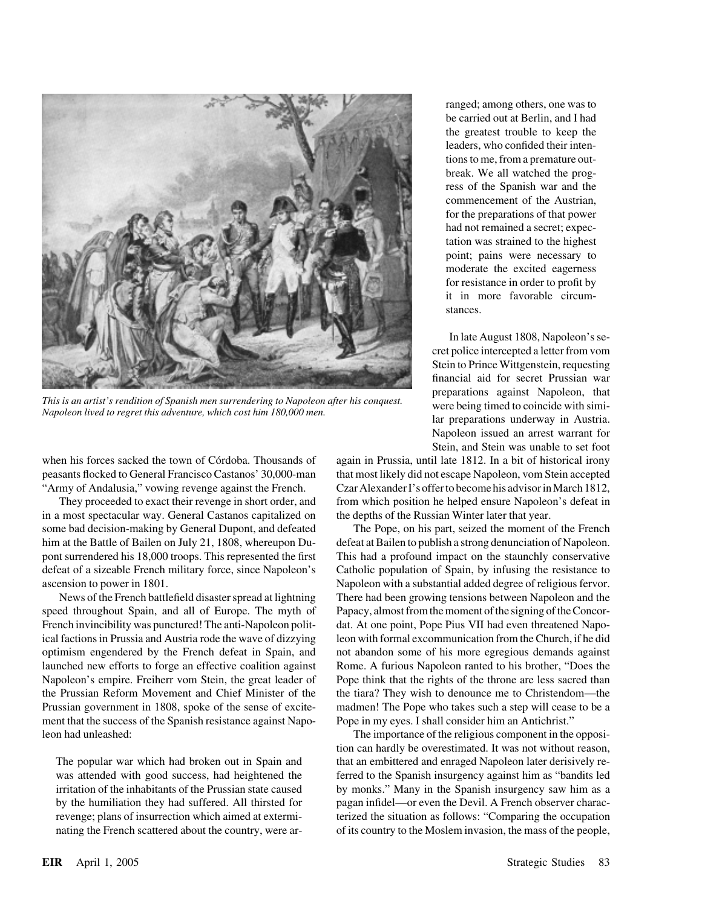*This is an artist's rendition of Spanish men surrendering to Napoleon after his conquest. Napoleon lived to regret this adventure, which cost him 180,000 men.*

when his forces sacked the town of Córdoba. Thousands of peasants flocked to General Francisco Castanos' 30,000-man "Army of Andalusia," vowing revenge against the French.

They proceeded to exact their revenge in short order, and in a most spectacular way. General Castanos capitalized on some bad decision-making by General Dupont, and defeated him at the Battle of Bailen on July 21, 1808, whereupon Dupont surrendered his 18,000 troops. This represented the first defeat of a sizeable French military force, since Napoleon's ascension to power in 1801.

News of the French battlefield disaster spread at lightning speed throughout Spain, and all of Europe. The myth of French invincibility was punctured! The anti-Napoleon political factions in Prussia and Austria rode the wave of dizzying optimism engendered by the French defeat in Spain, and launched new efforts to forge an effective coalition against Napoleon's empire. Freiherr vom Stein, the great leader of the Prussian Reform Movement and Chief Minister of the Prussian government in 1808, spoke of the sense of excitement that the success of the Spanish resistance against Napoleon had unleashed:

> The popular war which had broken out in Spain and was attended with good success, had heightened the irritation of the inhabitants of the Prussian state caused by the humiliation they had suffered. All thirsted for revenge; plans of insurrection which aimed at exterminating the French scattered about the country, were arranged; among others, one was to be carried out at Berlin, and I had the greatest trouble to keep the leaders, who confided their intentions to me, from a premature outbreak. We all watched the progress of the Spanish war and the commencement of the Austrian, for the preparations of that power had not remained a secret; expectation was strained to the highest point; pains were necessary to moderate the excited eagerness for resistance in order to profit by it in more favorable circumstances.

In late August 1808, Napoleon's secret police intercepted a letter from vom Stein to Prince Wittgenstein, requesting financial aid for secret Prussian war preparations against Napoleon, that were being timed to coincide with similar preparations underway in Austria. Napoleon issued an arrest warrant for Stein, and Stein was unable to set foot again in Prussia, until late 1812. In a bit of historical irony that most likely did not escape Napoleon, vom Stein accepted Czar Alexander I's offer to become his advisor in March 1812, from which position he helped ensure Napoleon's defeat in the depths of the Russian Winter later that year.

The Pope, on his part, seized the moment of the French defeat at Bailen to publish a strong denunciation of Napoleon. This had a profound impact on the staunchly conservative Catholic population of Spain, by infusing the resistance to Napoleon with a substantial added degree of religious fervor. There had been growing tensions between Napoleon and the Papacy, almost from the moment of the signing of the Concordat. At one point, Pope Pius VII had even threatened Napoleon with formal excommunication from the Church, if he did not abandon some of his more egregious demands against Rome. A furious Napoleon ranted to his brother, "Does the Pope think that the rights of the throne are less sacred than the tiara? They wish to denounce me to Christendom—the madmen! The Pope who takes such a step will cease to be a Pope in my eyes. I shall consider him an Antichrist."

The importance of the religious component in the opposition can hardly be overestimated. It was not without reason, that an embittered and enraged Napoleon later derisively referred to the Spanish insurgency against him as "bandits led by monks." Many in the Spanish insurgency saw him as a pagan infidel—or even the Devil. A French observer characterized the situation as follows: "Comparing the occupation of its country to the Moslem invasion, the mass of the people,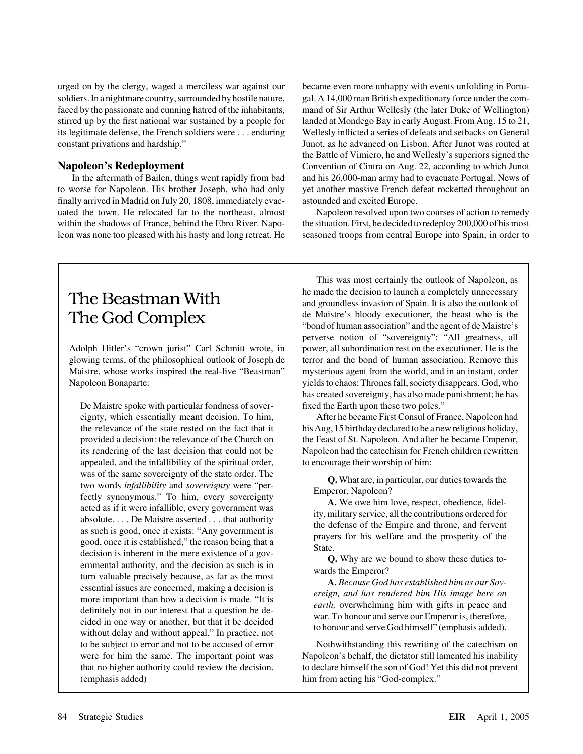urged on by the clergy, waged a merciless war against our soldiers. In a nightmare country, surrounded by hostile nature, faced by the passionate and cunning hatred of the inhabitants, stirred up by the first national war sustained by a people for its legitimate defense, the French soldiers were . . . enduring constant privations and hardship."

### Napoleon's Redeployment

In the aftermath of Bailen, things went rapidly from bad to worse for Napoleon. His brother Joseph, who had only finally arrived in Madrid on July 20, 1808, immediately evacuated the town. He relocated far to the northeast, almost within the shadows of France, behind the Ebro River. Napoleon was none too pleased with his hasty and long retreat. He became even more unhappy with events unfolding in Portugal. A 14,000 man British expeditionary force under the command of Sir Arthur Wellesly (the later Duke of Wellington) landed at Mondego Bay in early August. From Aug. 15 to 21, Wellesly inflicted a series of defeats and setbacks on General Junot, as he advanced on Lisbon. After Junot was routed at the Battle of Vimiero, he and Wellesly's superiors signed the Convention of Cintra on Aug. 22, according to which Junot and his 26,000-man army had to evacuate Portugal. News of yet another massive French defeat rocketted throughout an astounded and excited Europe.

Napoleon resolved upon two courses of action to remedy the situation. First, he decided to redeploy 200,000 of his most seasoned troops from central Europe into Spain, in order to

## The Beastman With The God Complex

Adolph Hitler's "crown jurist" Carl Schmitt wrote, in glowing terms, of the philosophical outlook of Joseph de Maistre, whose works inspired the real-live "Beastman" Napoleon Bonaparte:

> De Maistre spoke with particular fondness of sovereignty, which essentially meant decision. To him, the relevance of the state rested on the fact that it provided a decision: the relevance of the Church on its rendering of the last decision that could not be appealed, and the infallibility of the spiritual order, was of the same sovereignty of the state order. The two words *infallibility* and *sovereignty* were "perfectly synonymous." To him, every sovereignty acted as if it were infallible, every government was absolute. . . . De Maistre asserted . . . that authority as such is good, once it exists: "Any government is good, once it is established," the reason being that a decision is inherent in the mere existence of a governmental authority, and the decision as such is in turn valuable precisely because, as far as the most essential issues are concerned, making a decision is more important than how a decision is made. "It is definitely not in our interest that a question be decided in one way or another, but that it be decided without delay and without appeal." In practice, not to be subject to error and not to be accused of error were for him the same. The important point was that no higher authority could review the decision. (emphasis added)

This was most certainly the outlook of Napoleon, as he made the decision to launch a completely unnecessary and groundless invasion of Spain. It is also the outlook of de Maistre's bloody executioner, the beast who is the "bond of human association" and the agent of de Maistre's perverse notion of "sovereignty": "All greatness, all power, all subordination rest on the executioner. He is the terror and the bond of human association. Remove this mysterious agent from the world, and in an instant, order yields to chaos: Thrones fall, society disappears. God, who has created sovereignty, has also made punishment; he has fixed the Earth upon these two poles."

After he became First Consul of France, Napoleon had his Aug, 15 birthday declared to be a new religious holiday, the Feast of St. Napoleon. And after he became Emperor, Napoleon had the catechism for French children rewritten to encourage their worship of him:

> **Q.** What are, in particular, our duties towards the Emperor, Napoleon?
>
> **A.** We owe him love, respect, obedience, fidelity, military service, all the contributions ordered for the defense of the Empire and throne, and fervent prayers for his welfare and the prosperity of the State.
>
> **Q.** Why are we bound to show these duties towards the Emperor?
>
> **A.** *Because God has established him as our Sovereign, and has rendered him His image here on earth,* overwhelming him with gifts in peace and war. To honour and serve our Emperor is, therefore, to honour and serve God himself" (emphasis added).

Nothwithstanding this rewriting of the catechism on Napoleon's behalf, the dictator still lamented his inability to declare himself the son of God! Yet this did not prevent him from acting his "God-complex."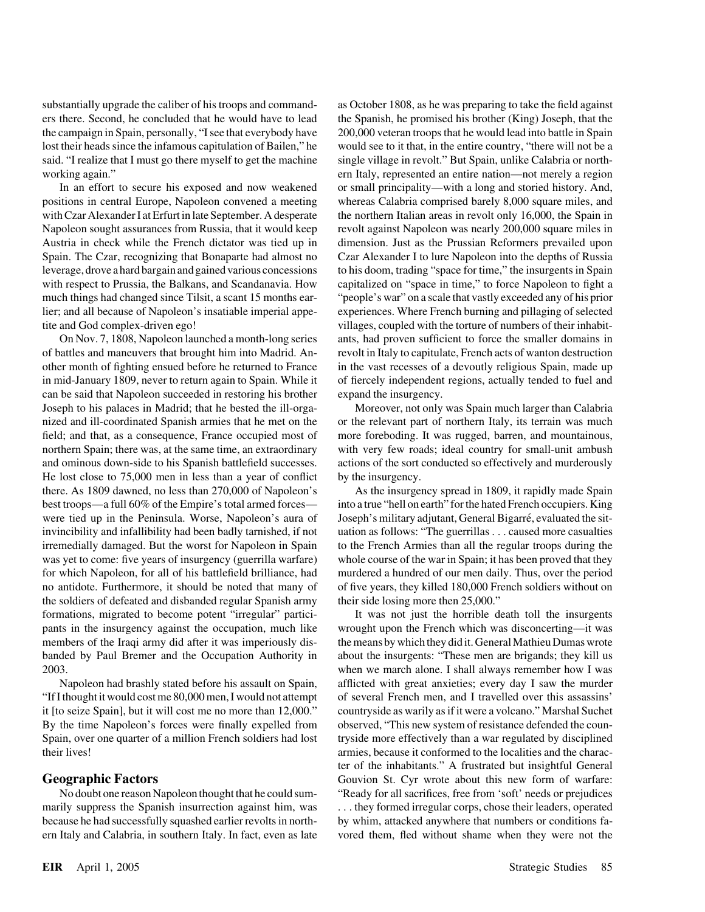substantially upgrade the caliber of his troops and commanders there. Second, he concluded that he would have to lead the campaign in Spain, personally, "I see that everybody have lost their heads since the infamous capitulation of Bailen," he said. "I realize that I must go there myself to get the machine working again."

In an effort to secure his exposed and now weakened positions in central Europe, Napoleon convened a meeting with Czar Alexander I at Erfurt in late September. A desperate Napoleon sought assurances from Russia, that it would keep Austria in check while the French dictator was tied up in Spain. The Czar, recognizing that Bonaparte had almost no leverage, drove a hard bargain and gained various concessions with respect to Prussia, the Balkans, and Scandanavia. How much things had changed since Tilsit, a scant 15 months earlier; and all because of Napoleon's insatiable imperial appetite and God complex-driven ego!

On Nov. 7, 1808, Napoleon launched a month-long series of battles and maneuvers that brought him into Madrid. Another month of fighting ensued before he returned to France in mid-January 1809, never to return again to Spain. While it can be said that Napoleon succeeded in restoring his brother Joseph to his palaces in Madrid; that he bested the ill-organized and ill-coordinated Spanish armies that he met on the field; and that, as a consequence, France occupied most of northern Spain; there was, at the same time, an extraordinary and ominous down-side to his Spanish battlefield successes. He lost close to 75,000 men in less than a year of conflict there. As 1809 dawned, no less than 270,000 of Napoleon's best troops—a full 60% of the Empire's total armed forces—were tied up in the Peninsula. Worse, Napoleon's aura of invincibility and infallibility had been badly tarnished, if not irremedially damaged. But the worst for Napoleon in Spain was yet to come: five years of insurgency (guerrilla warfare) for which Napoleon, for all of his battlefield brilliance, had no antidote. Furthermore, it should be noted that many of the soldiers of defeated and disbanded regular Spanish army formations, migrated to become potent "irregular" participants in the insurgency against the occupation, much like members of the Iraqi army did after it was imperiously disbanded by Paul Bremer and the Occupation Authority in 2003.

Napoleon had brashly stated before his assault on Spain, "If I thought it would cost me 80,000 men, I would not attempt it [to seize Spain], but it will cost me no more than 12,000." By the time Napoleon's forces were finally expelled from Spain, over one quarter of a million French soldiers had lost their lives!

## Geographic Factors

No doubt one reason Napoleon thought that he could summarily suppress the Spanish insurrection against him, was because he had successfully squashed earlier revolts in northern Italy and Calabria, in southern Italy. In fact, even as late as October 1808, as he was preparing to take the field against the Spanish, he promised his brother (King) Joseph, that the 200,000 veteran troops that he would lead into battle in Spain would see to it that, in the entire country, "there will not be a single village in revolt." But Spain, unlike Calabria or northern Italy, represented an entire nation—not merely a region or small principality—with a long and storied history. And, whereas Calabria comprised barely 8,000 square miles, and the northern Italian areas in revolt only 16,000, the Spain in revolt against Napoleon was nearly 200,000 square miles in dimension. Just as the Prussian Reformers prevailed upon Czar Alexander I to lure Napoleon into the depths of Russia to his doom, trading "space for time," the insurgents in Spain capitalized on "space in time," to force Napoleon to fight a "people's war" on a scale that vastly exceeded any of his prior experiences. Where French burning and pillaging of selected villages, coupled with the torture of numbers of their inhabitants, had proven sufficient to force the smaller domains in revolt in Italy to capitulate, French acts of wanton destruction in the vast recesses of a devoutly religious Spain, made up of fiercely independent regions, actually tended to fuel and expand the insurgency.

Moreover, not only was Spain much larger than Calabria or the relevant part of northern Italy, its terrain was much more foreboding. It was rugged, barren, and mountainous, with very few roads; ideal country for small-unit ambush actions of the sort conducted so effectively and murderously by the insurgency.

As the insurgency spread in 1809, it rapidly made Spain into a true "hell on earth" for the hated French occupiers. King Joseph's military adjutant, General Bigarré, evaluated the situation as follows: "The guerrillas . . . caused more casualties to the French Armies than all the regular troops during the whole course of the war in Spain; it has been proved that they murdered a hundred of our men daily. Thus, over the period of five years, they killed 180,000 French soldiers without on their side losing more then 25,000."

It was not just the horrible death toll the insurgents wrought upon the French which was disconcerting—it was the means by which they did it. General Mathieu Dumas wrote about the insurgents: "These men are brigands; they kill us when we march alone. I shall always remember how I was afflicted with great anxieties; every day I saw the murder of several French men, and I travelled over this assassins' countryside as warily as if it were a volcano." Marshal Suchet observed, "This new system of resistance defended the countryside more effectively than a war regulated by disciplined armies, because it conformed to the localities and the character of the inhabitants." A frustrated but insightful General Gouvion St. Cyr wrote about this new form of warfare: "Ready for all sacrifices, free from 'soft' needs or prejudices . . . they formed irregular corps, chose their leaders, operated by whim, attacked anywhere that numbers or conditions favored them, fled without shame when they were not the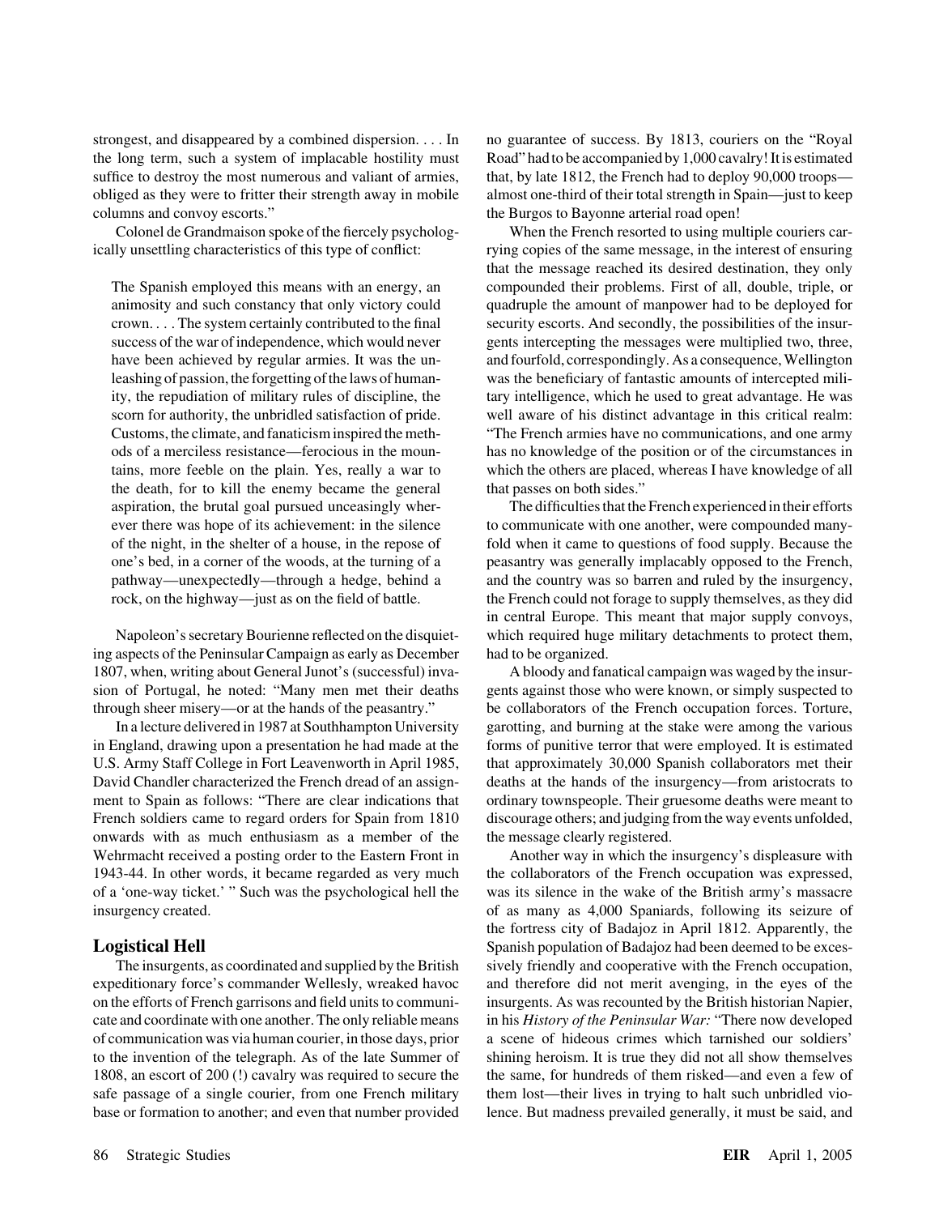strongest, and disappeared by a combined dispersion. . . . In the long term, such a system of implacable hostility must suffice to destroy the most numerous and valiant of armies, obliged as they were to fritter their strength away in mobile columns and convoy escorts."

Colonel de Grandmaison spoke of the fiercely psychologically unsettling characteristics of this type of conflict:

> The Spanish employed this means with an energy, an animosity and such constancy that only victory could crown. . . . The system certainly contributed to the final success of the war of independence, which would never have been achieved by regular armies. It was the unleashing of passion, the forgetting of the laws of humanity, the repudiation of military rules of discipline, the scorn for authority, the unbridled satisfaction of pride. Customs, the climate, and fanaticism inspired the methods of a merciless resistance—ferocious in the mountains, more feeble on the plain. Yes, really a war to the death, for to kill the enemy became the general aspiration, the brutal goal pursued unceasingly wherever there was hope of its achievement: in the silence of the night, in the shelter of a house, in the repose of one's bed, in a corner of the woods, at the turning of a pathway—unexpectedly—through a hedge, behind a rock, on the highway—just as on the field of battle.

Napoleon's secretary Bourienne reflected on the disquieting aspects of the Peninsular Campaign as early as December 1807, when, writing about General Junot's (successful) invasion of Portugal, he noted: "Many men met their deaths through sheer misery—or at the hands of the peasantry."

In a lecture delivered in 1987 at Southhampton University in England, drawing upon a presentation he had made at the U.S. Army Staff College in Fort Leavenworth in April 1985, David Chandler characterized the French dread of an assignment to Spain as follows: "There are clear indications that French soldiers came to regard orders for Spain from 1810 onwards with as much enthusiasm as a member of the Wehrmacht received a posting order to the Eastern Front in 1943-44. In other words, it became regarded as very much of a 'one-way ticket.' " Such was the psychological hell the insurgency created.

## Logistical Hell

The insurgents, as coordinated and supplied by the British expeditionary force's commander Wellesly, wreaked havoc on the efforts of French garrisons and field units to communicate and coordinate with one another. The only reliable means of communication was via human courier, in those days, prior to the invention of the telegraph. As of the late Summer of 1808, an escort of 200 (!) cavalry was required to secure the safe passage of a single courier, from one French military base or formation to another; and even that number provided no guarantee of success. By 1813, couriers on the "Royal Road" had to be accompanied by 1,000 cavalry! It is estimated that, by late 1812, the French had to deploy 90,000 troops—almost one-third of their total strength in Spain—just to keep the Burgos to Bayonne arterial road open!

When the French resorted to using multiple couriers carrying copies of the same message, in the interest of ensuring that the message reached its desired destination, they only compounded their problems. First of all, double, triple, or quadruple the amount of manpower had to be deployed for security escorts. And secondly, the possibilities of the insurgents intercepting the messages were multiplied two, three, and fourfold, correspondingly. As a consequence, Wellington was the beneficiary of fantastic amounts of intercepted military intelligence, which he used to great advantage. He was well aware of his distinct advantage in this critical realm: "The French armies have no communications, and one army has no knowledge of the position or of the circumstances in which the others are placed, whereas I have knowledge of all that passes on both sides."

The difficulties that the French experienced in their efforts to communicate with one another, were compounded manyfold when it came to questions of food supply. Because the peasantry was generally implacably opposed to the French, and the country was so barren and ruled by the insurgency, the French could not forage to supply themselves, as they did in central Europe. This meant that major supply convoys, which required huge military detachments to protect them, had to be organized.

A bloody and fanatical campaign was waged by the insurgents against those who were known, or simply suspected to be collaborators of the French occupation forces. Torture, garotting, and burning at the stake were among the various forms of punitive terror that were employed. It is estimated that approximately 30,000 Spanish collaborators met their deaths at the hands of the insurgency—from aristocrats to ordinary townspeople. Their gruesome deaths were meant to discourage others; and judging from the way events unfolded, the message clearly registered.

Another way in which the insurgency's displeasure with the collaborators of the French occupation was expressed, was its silence in the wake of the British army's massacre of as many as 4,000 Spaniards, following its seizure of the fortress city of Badajoz in April 1812. Apparently, the Spanish population of Badajoz had been deemed to be excessively friendly and cooperative with the French occupation, and therefore did not merit avenging, in the eyes of the insurgents. As was recounted by the British historian Napier, in his *History of the Peninsular War:* "There now developed a scene of hideous crimes which tarnished our soldiers' shining heroism. It is true they did not all show themselves the same, for hundreds of them risked—and even a few of them lost—their lives in trying to halt such unbridled violence. But madness prevailed generally, it must be said, and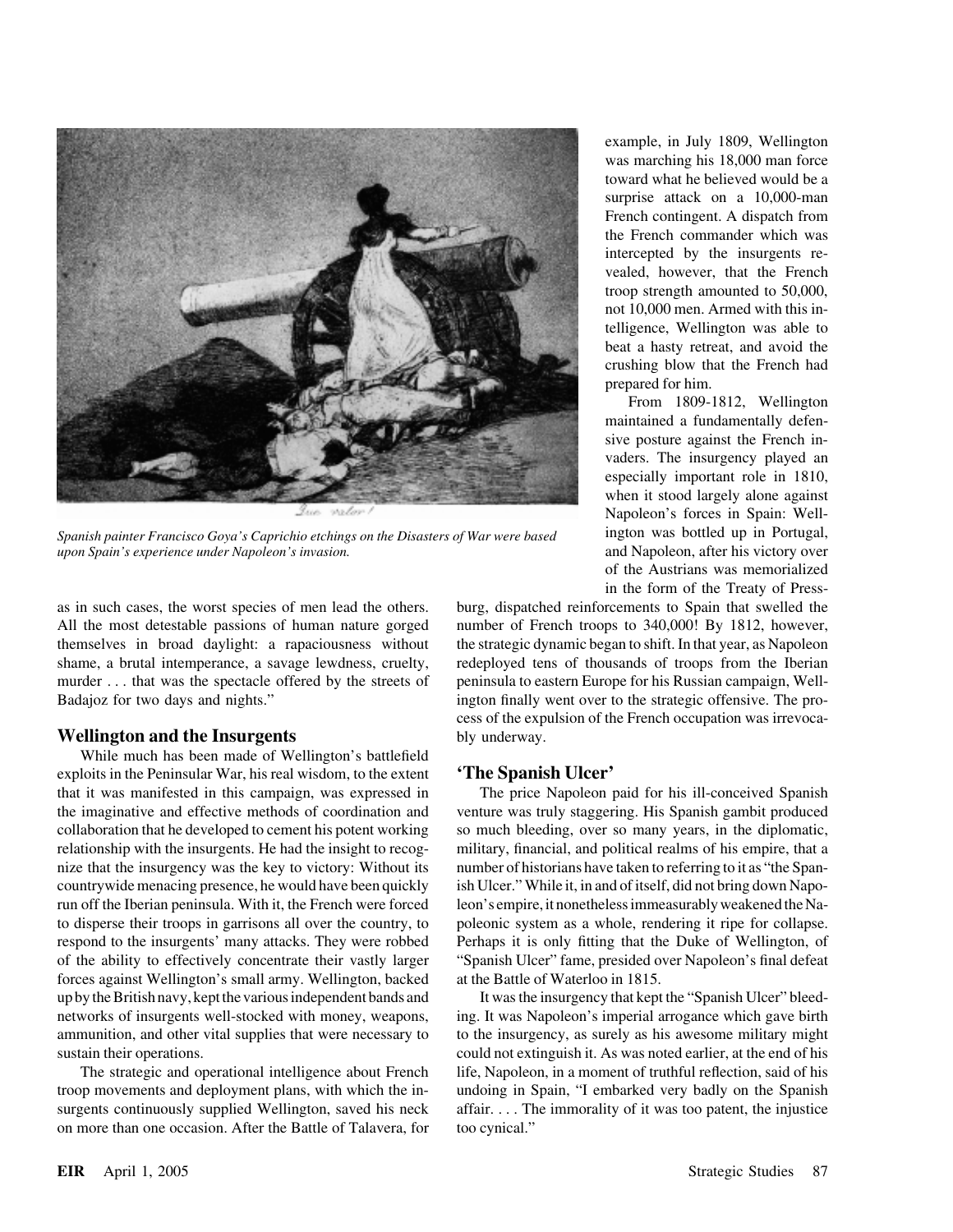Spanish painter Francisco Goya's Caprichio etchings on the Disasters of War were based upon Spain's experience under Napoleon's invasion.

as in such cases, the worst species of men lead the others. All the most detestable passions of human nature gorged themselves in broad daylight: a rapaciousness without shame, a brutal intemperance, a savage lewdness, cruelty, murder . . . that was the spectacle offered by the streets of Badajoz for two days and nights."

## Wellington and the Insurgents

While much has been made of Wellington's battlefield exploits in the Peninsular War, his real wisdom, to the extent that it was manifested in this campaign, was expressed in the imaginative and effective methods of coordination and collaboration that he developed to cement his potent working relationship with the insurgents. He had the insight to recognize that the insurgency was the key to victory: Without its countrywide menacing presence, he would have been quickly run off the Iberian peninsula. With it, the French were forced to disperse their troops in garrisons all over the country, to respond to the insurgents' many attacks. They were robbed of the ability to effectively concentrate their vastly larger forces against Wellington's small army. Wellington, backed up by the British navy, kept the various independent bands and networks of insurgents well-stocked with money, weapons, ammunition, and other vital supplies that were necessary to sustain their operations.

The strategic and operational intelligence about French troop movements and deployment plans, with which the insurgents continuously supplied Wellington, saved his neck on more than one occasion. After the Battle of Talavera, for example, in July 1809, Wellington was marching his 18,000 man force toward what he believed would be a surprise attack on a 10,000-man French contingent. A dispatch from the French commander which was intercepted by the insurgents revealed, however, that the French troop strength amounted to 50,000, not 10,000 men. Armed with this intelligence, Wellington was able to beat a hasty retreat, and avoid the crushing blow that the French had prepared for him.

From 1809-1812, Wellington maintained a fundamentally defensive posture against the French invaders. The insurgency played an especially important role in 1810, when it stood largely alone against Napoleon's forces in Spain: Wellington was bottled up in Portugal, and Napoleon, after his victory over of the Austrians was memorialized in the form of the Treaty of Pressburg, dispatched reinforcements to Spain that swelled the number of French troops to 340,000! By 1812, however, the strategic dynamic began to shift. In that year, as Napoleon redeployed tens of thousands of troops from the Iberian peninsula to eastern Europe for his Russian campaign, Wellington finally went over to the strategic offensive. The process of the expulsion of the French occupation was irrevocably underway.

## 'The Spanish Ulcer'

The price Napoleon paid for his ill-conceived Spanish venture was truly staggering. His Spanish gambit produced so much bleeding, over so many years, in the diplomatic, military, financial, and political realms of his empire, that a number of historians have taken to referring to it as "the Spanish Ulcer." While it, in and of itself, did not bring down Napoleon's empire, it nonetheless immeasurably weakened the Napoleonic system as a whole, rendering it ripe for collapse. Perhaps it is only fitting that the Duke of Wellington, of "Spanish Ulcer" fame, presided over Napoleon's final defeat at the Battle of Waterloo in 1815.

It was the insurgency that kept the "Spanish Ulcer" bleeding. It was Napoleon's imperial arrogance which gave birth to the insurgency, as surely as his awesome military might could not extinguish it. As was noted earlier, at the end of his life, Napoleon, in a moment of truthful reflection, said of his undoing in Spain, "I embarked very badly on the Spanish affair. . . . The immorality of it was too patent, the injustice too cynical."